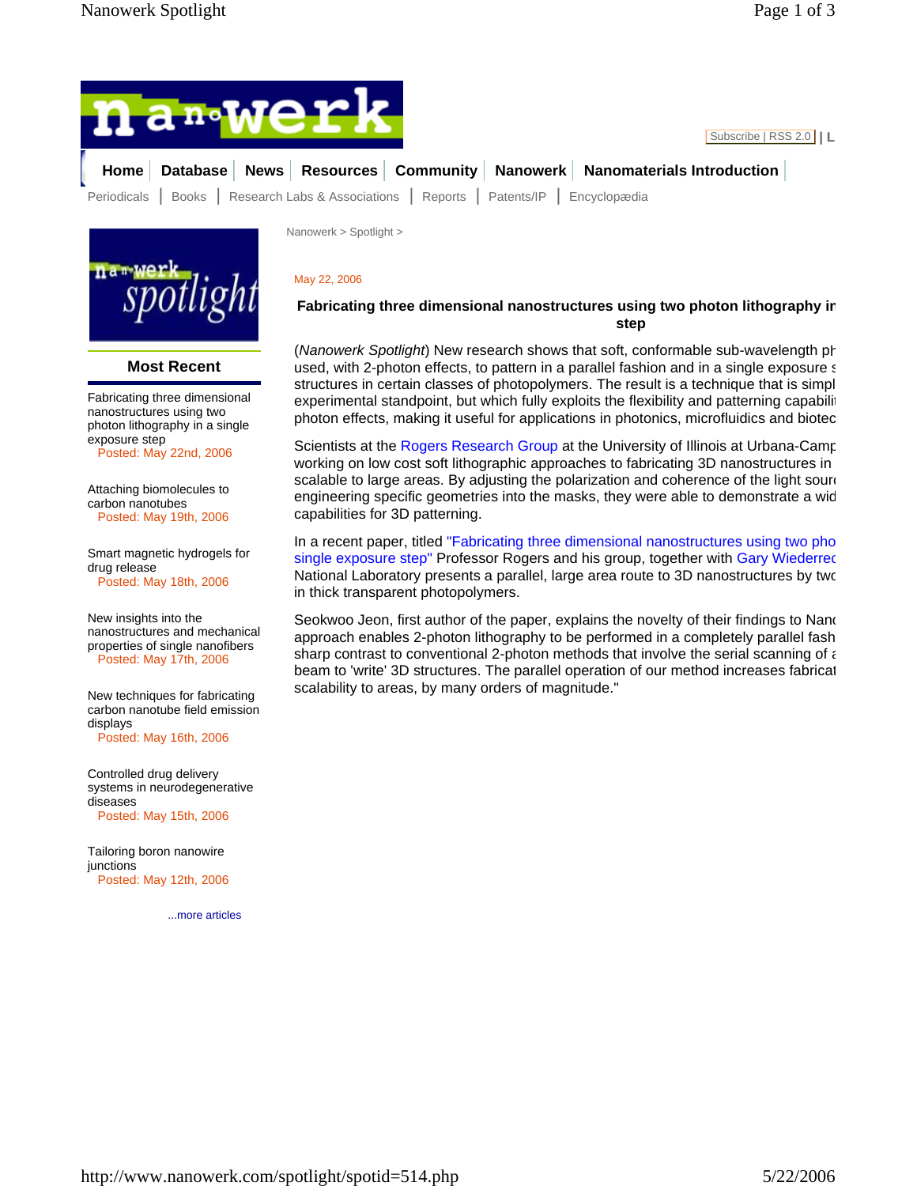Home | Database | News | Resources | Community | Nanowerk | Nanomaterials Introduction

Periodicals | Books | Research Labs & Associations | Reports | Patents/IP | Encyclopædia

Subscribe | RSS 2.0 | L

Nanowerk > Spotlight >

May 22, 2006

## Fabricating three dimensional nanostructures using two photon lithography in step

(*Nanowerk Spotlight*) New research shows that soft, conformable sub-wavelength ph used, with 2-photon effects, to pattern in a parallel fashion and in a single exposure s structures in certain classes of photopolymers. The result is a technique that is simpl experimental standpoint, but which fully exploits the flexibility and patterning capabili photon effects, making it useful for applications in photonics, microfluidics and biotec

Scientists at the Rogers Research Group at the University of Illinois at Urbana-Cham working on low cost soft lithographic approaches to fabricating 3D nanostructures in scalable to large areas. By adjusting the polarization and coherence of the light sour engineering specific geometries into the masks, they were able to demonstrate a wid capabilities for 3D patterning.

In a recent paper, titled "Fabricating three dimensional nanostructures using two pho single exposure step" Professor Rogers and his group, together with Gary Wiederrec National Laboratory presents a parallel, large area route to 3D nanostructures by two in thick transparent photopolymers.

Seokwoo Jeon, first author of the paper, explains the novelty of their findings to Nan approach enables 2-photon lithography to be performed in a completely parallel fash sharp contrast to conventional 2-photon methods that involve the serial scanning of a beam to 'write' 3D structures. The parallel operation of our method increases fabricat scalability to areas, by many orders of magnitude."

### Most Recent

Fabricating three dimensional nanostructures using two photon lithography in a single exposure step
Posted: May 22nd, 2006

Attaching biomolecules to carbon nanotubes
Posted: May 19th, 2006

Smart magnetic hydrogels for drug release
Posted: May 18th, 2006

New insights into the nanostructures and mechanical properties of single nanofibers
Posted: May 17th, 2006

New techniques for fabricating carbon nanotube field emission displays
Posted: May 16th, 2006

Controlled drug delivery systems in neurodegenerative diseases
Posted: May 15th, 2006

Tailoring boron nanowire junctions
Posted: May 12th, 2006

...more articles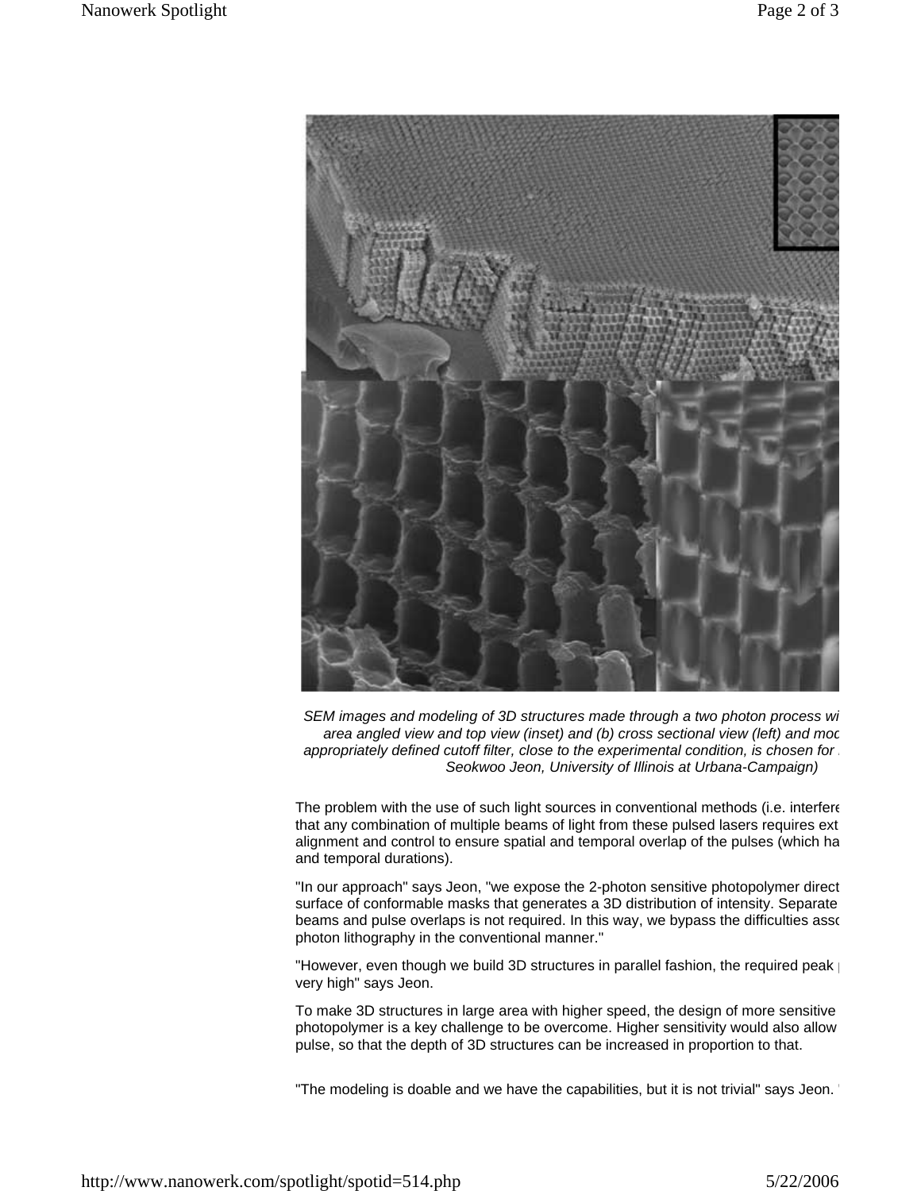*SEM images and modeling of 3D structures made through a two photon process wi area angled view and top view (inset) and (b) cross sectional view (left) and moc appropriately defined cutoff filter, close to the experimental condition, is chosen for . Seokwoo Jeon, University of Illinois at Urbana-Campaign)*

The problem with the use of such light sources in conventional methods (i.e. interfere that any combination of multiple beams of light from these pulsed lasers requires ext alignment and control to ensure spatial and temporal overlap of the pulses (which ha and temporal durations).

"In our approach" says Jeon, "we expose the 2-photon sensitive photopolymer direct surface of conformable masks that generates a 3D distribution of intensity. Separate beams and pulse overlaps is not required. In this way, we bypass the difficulties asso photon lithography in the conventional manner."

"However, even though we build 3D structures in parallel fashion, the required peak very high" says Jeon.

To make 3D structures in large area with higher speed, the design of more sensitive photopolymer is a key challenge to be overcome. Higher sensitivity would also allow pulse, so that the depth of 3D structures can be increased in proportion to that.

"The modeling is doable and we have the capabilities, but it is not trivial" says Jeon.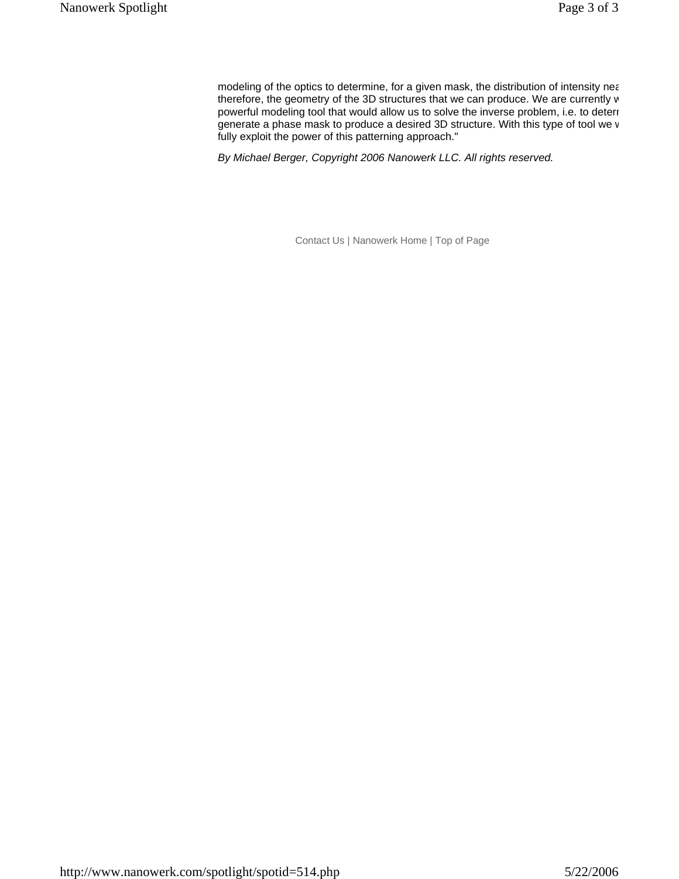modeling of the optics to determine, for a given mask, the distribution of intensity nea therefore, the geometry of the 3D structures that we can produce. We are currently w powerful modeling tool that would allow us to solve the inverse problem, i.e. to detern generate a phase mask to produce a desired 3D structure. With this type of tool we w fully exploit the power of this patterning approach."

*By Michael Berger, Copyright 2006 Nanowerk LLC. All rights reserved.*

Contact Us | Nanowerk Home | Top of Page